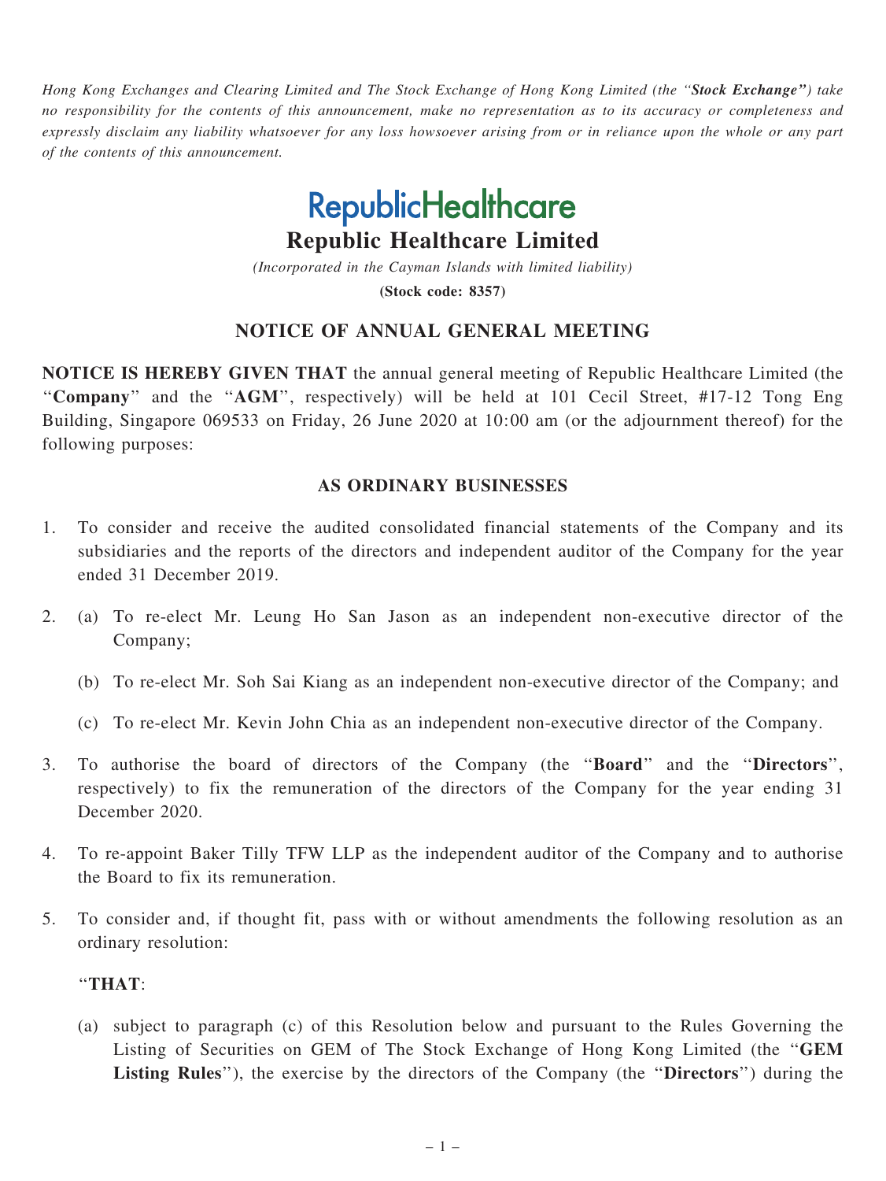*Hong Kong Exchanges and Clearing Limited and The Stock Exchange of Hong Kong Limited (the "**Stock Exchange**") take no responsibility for the contents of this announcement, make no representation as to its accuracy or completeness and expressly disclaim any liability whatsoever for any loss howsoever arising from or in reliance upon the whole or any part of the contents of this announcement.*

RepublicHealthcare

# Republic Healthcare Limited

*(Incorporated in the Cayman Islands with limited liability)*

**(Stock code: 8357)**

## NOTICE OF ANNUAL GENERAL MEETING

**NOTICE IS HEREBY GIVEN THAT** the annual general meeting of Republic Healthcare Limited (the "**Company**" and the "**AGM**", respectively) will be held at 101 Cecil Street, #17-12 Tong Eng Building, Singapore 069533 on Friday, 26 June 2020 at 10:00 am (or the adjournment thereof) for the following purposes:

### AS ORDINARY BUSINESSES

1. To consider and receive the audited consolidated financial statements of the Company and its subsidiaries and the reports of the directors and independent auditor of the Company for the year ended 31 December 2019.

2. (a) To re-elect Mr. Leung Ho San Jason as an independent non-executive director of the Company;

   (b) To re-elect Mr. Soh Sai Kiang as an independent non-executive director of the Company; and

   (c) To re-elect Mr. Kevin John Chia as an independent non-executive director of the Company.

3. To authorise the board of directors of the Company (the "**Board**" and the "**Directors**", respectively) to fix the remuneration of the directors of the Company for the year ending 31 December 2020.

4. To re-appoint Baker Tilly TFW LLP as the independent auditor of the Company and to authorise the Board to fix its remuneration.

5. To consider and, if thought fit, pass with or without amendments the following resolution as an ordinary resolution:

   "**THAT**:

   (a) subject to paragraph (c) of this Resolution below and pursuant to the Rules Governing the Listing of Securities on GEM of The Stock Exchange of Hong Kong Limited (the "**GEM Listing Rules**"), the exercise by the directors of the Company (the "**Directors**") during the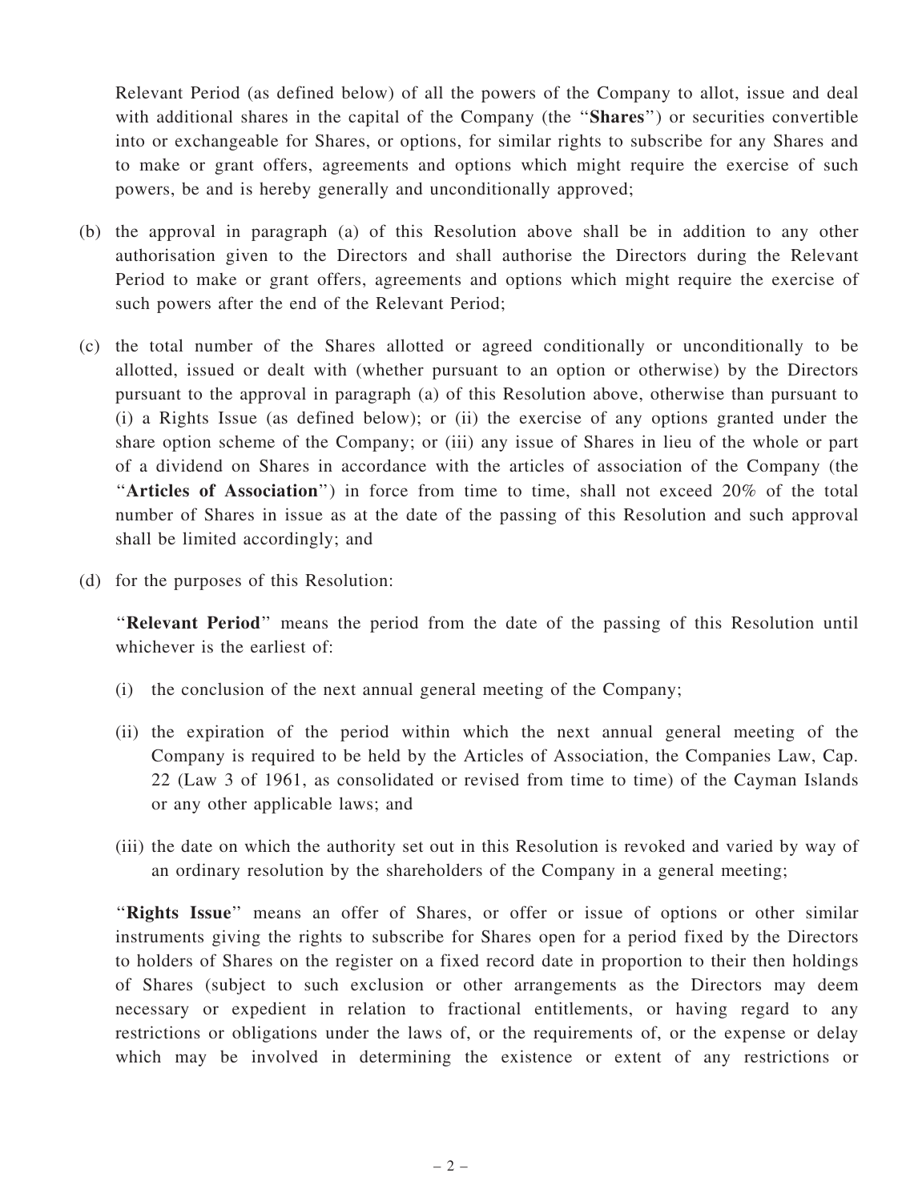Relevant Period (as defined below) of all the powers of the Company to allot, issue and deal with additional shares in the capital of the Company (the "**Shares**") or securities convertible into or exchangeable for Shares, or options, for similar rights to subscribe for any Shares and to make or grant offers, agreements and options which might require the exercise of such powers, be and is hereby generally and unconditionally approved;

(b) the approval in paragraph (a) of this Resolution above shall be in addition to any other authorisation given to the Directors and shall authorise the Directors during the Relevant Period to make or grant offers, agreements and options which might require the exercise of such powers after the end of the Relevant Period;

(c) the total number of the Shares allotted or agreed conditionally or unconditionally to be allotted, issued or dealt with (whether pursuant to an option or otherwise) by the Directors pursuant to the approval in paragraph (a) of this Resolution above, otherwise than pursuant to (i) a Rights Issue (as defined below); or (ii) the exercise of any options granted under the share option scheme of the Company; or (iii) any issue of Shares in lieu of the whole or part of a dividend on Shares in accordance with the articles of association of the Company (the "**Articles of Association**") in force from time to time, shall not exceed 20% of the total number of Shares in issue as at the date of the passing of this Resolution and such approval shall be limited accordingly; and

(d) for the purposes of this Resolution:

"**Relevant Period**" means the period from the date of the passing of this Resolution until whichever is the earliest of:

(i) the conclusion of the next annual general meeting of the Company;

(ii) the expiration of the period within which the next annual general meeting of the Company is required to be held by the Articles of Association, the Companies Law, Cap. 22 (Law 3 of 1961, as consolidated or revised from time to time) of the Cayman Islands or any other applicable laws; and

(iii) the date on which the authority set out in this Resolution is revoked and varied by way of an ordinary resolution by the shareholders of the Company in a general meeting;

"**Rights Issue**" means an offer of Shares, or offer or issue of options or other similar instruments giving the rights to subscribe for Shares open for a period fixed by the Directors to holders of Shares on the register on a fixed record date in proportion to their then holdings of Shares (subject to such exclusion or other arrangements as the Directors may deem necessary or expedient in relation to fractional entitlements, or having regard to any restrictions or obligations under the laws of, or the requirements of, or the expense or delay which may be involved in determining the existence or extent of any restrictions or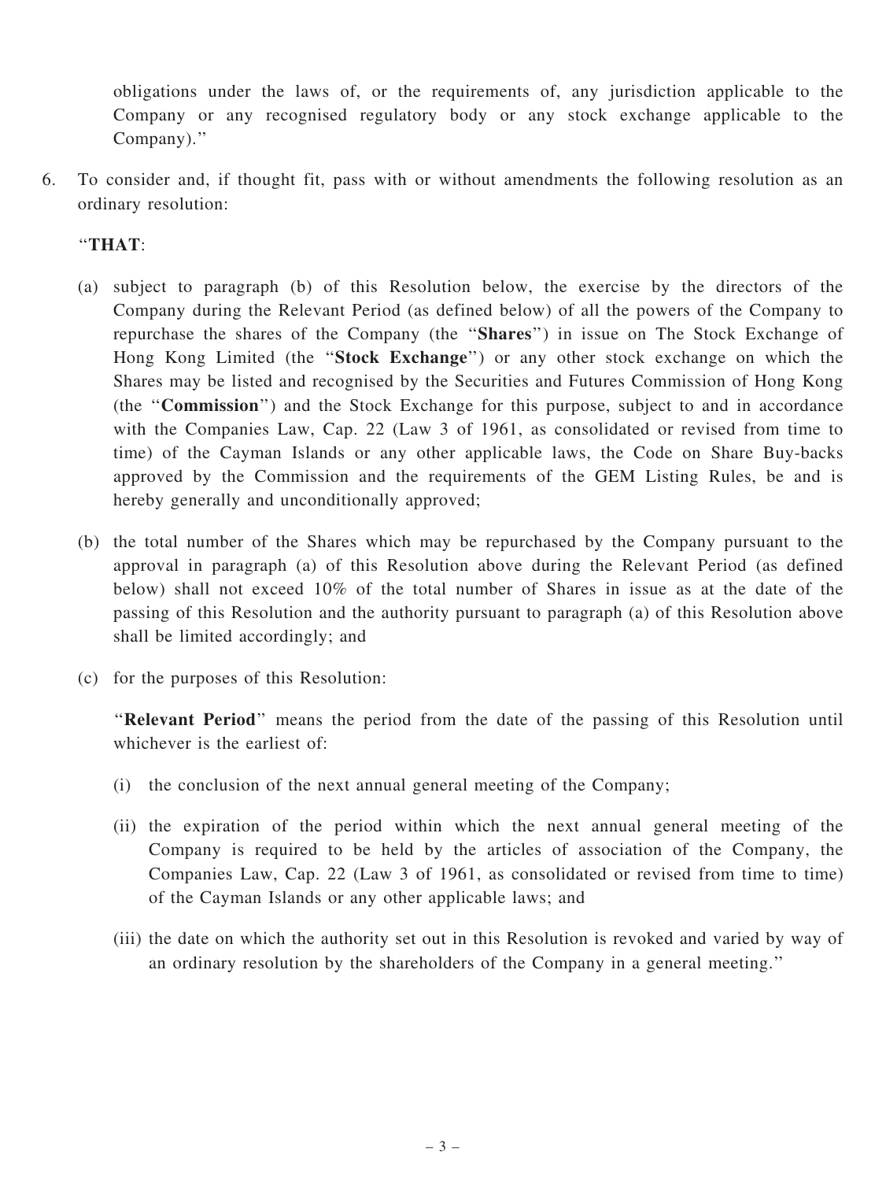obligations under the laws of, or the requirements of, any jurisdiction applicable to the Company or any recognised regulatory body or any stock exchange applicable to the Company)."

6. To consider and, if thought fit, pass with or without amendments the following resolution as an ordinary resolution:

   "**THAT**:

   (a) subject to paragraph (b) of this Resolution below, the exercise by the directors of the Company during the Relevant Period (as defined below) of all the powers of the Company to repurchase the shares of the Company (the "**Shares**") in issue on The Stock Exchange of Hong Kong Limited (the "**Stock Exchange**") or any other stock exchange on which the Shares may be listed and recognised by the Securities and Futures Commission of Hong Kong (the "**Commission**") and the Stock Exchange for this purpose, subject to and in accordance with the Companies Law, Cap. 22 (Law 3 of 1961, as consolidated or revised from time to time) of the Cayman Islands or any other applicable laws, the Code on Share Buy-backs approved by the Commission and the requirements of the GEM Listing Rules, be and is hereby generally and unconditionally approved;

   (b) the total number of the Shares which may be repurchased by the Company pursuant to the approval in paragraph (a) of this Resolution above during the Relevant Period (as defined below) shall not exceed 10% of the total number of Shares in issue as at the date of the passing of this Resolution and the authority pursuant to paragraph (a) of this Resolution above shall be limited accordingly; and

   (c) for the purposes of this Resolution:

   "**Relevant Period**" means the period from the date of the passing of this Resolution until whichever is the earliest of:

   (i) the conclusion of the next annual general meeting of the Company;

   (ii) the expiration of the period within which the next annual general meeting of the Company is required to be held by the articles of association of the Company, the Companies Law, Cap. 22 (Law 3 of 1961, as consolidated or revised from time to time) of the Cayman Islands or any other applicable laws; and

   (iii) the date on which the authority set out in this Resolution is revoked and varied by way of an ordinary resolution by the shareholders of the Company in a general meeting."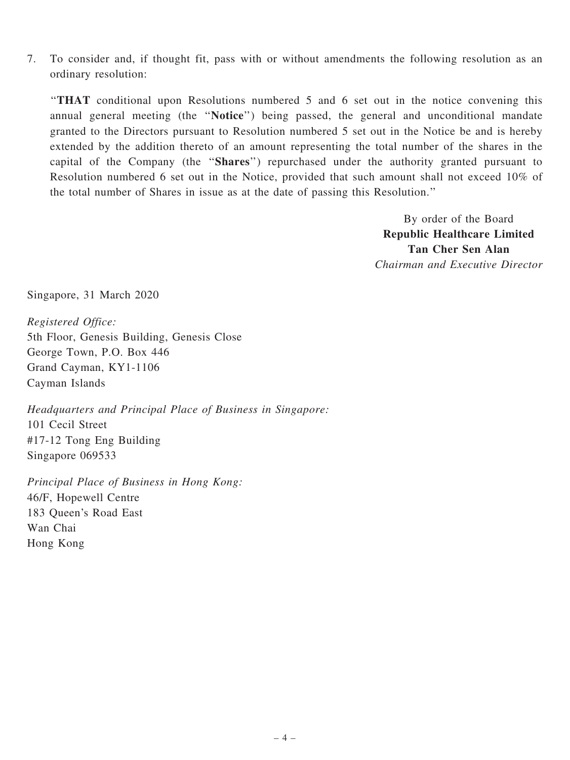7. To consider and, if thought fit, pass with or without amendments the following resolution as an ordinary resolution:

   "**THAT** conditional upon Resolutions numbered 5 and 6 set out in the notice convening this annual general meeting (the "**Notice**") being passed, the general and unconditional mandate granted to the Directors pursuant to Resolution numbered 5 set out in the Notice be and is hereby extended by the addition thereto of an amount representing the total number of the shares in the capital of the Company (the "**Shares**") repurchased under the authority granted pursuant to Resolution numbered 6 set out in the Notice, provided that such amount shall not exceed 10% of the total number of Shares in issue as at the date of passing this Resolution."

By order of the Board
**Republic Healthcare Limited**
**Tan Cher Sen Alan**
*Chairman and Executive Director*

Singapore, 31 March 2020

*Registered Office:*
5th Floor, Genesis Building, Genesis Close
George Town, P.O. Box 446
Grand Cayman, KY1-1106
Cayman Islands

*Headquarters and Principal Place of Business in Singapore:*
101 Cecil Street
#17-12 Tong Eng Building
Singapore 069533

*Principal Place of Business in Hong Kong:*
46/F, Hopewell Centre
183 Queen's Road East
Wan Chai
Hong Kong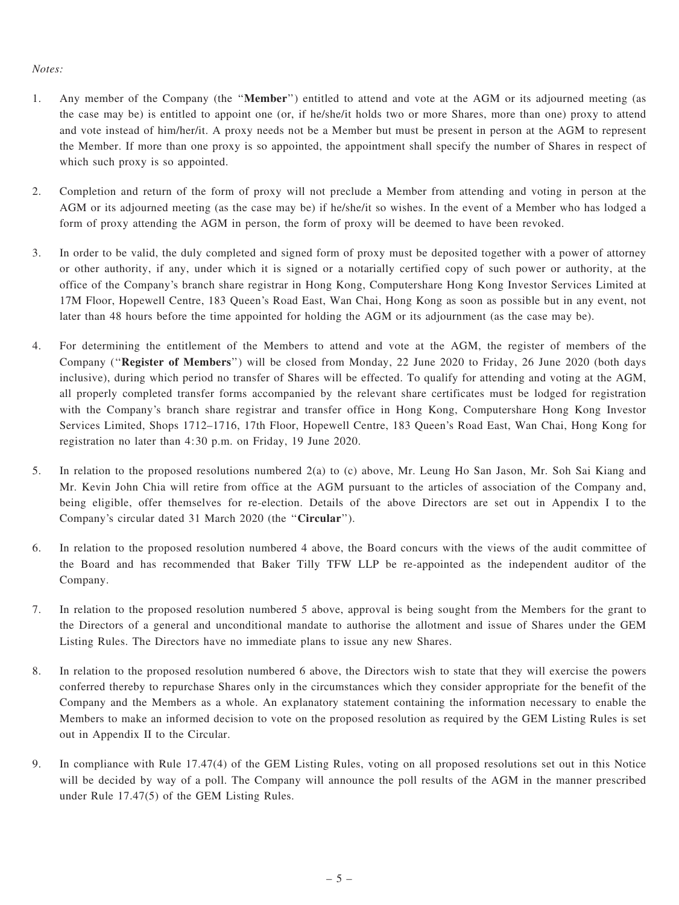*Notes:*

1. Any member of the Company (the "**Member**") entitled to attend and vote at the AGM or its adjourned meeting (as the case may be) is entitled to appoint one (or, if he/she/it holds two or more Shares, more than one) proxy to attend and vote instead of him/her/it. A proxy needs not be a Member but must be present in person at the AGM to represent the Member. If more than one proxy is so appointed, the appointment shall specify the number of Shares in respect of which such proxy is so appointed.

2. Completion and return of the form of proxy will not preclude a Member from attending and voting in person at the AGM or its adjourned meeting (as the case may be) if he/she/it so wishes. In the event of a Member who has lodged a form of proxy attending the AGM in person, the form of proxy will be deemed to have been revoked.

3. In order to be valid, the duly completed and signed form of proxy must be deposited together with a power of attorney or other authority, if any, under which it is signed or a notarially certified copy of such power or authority, at the office of the Company's branch share registrar in Hong Kong, Computershare Hong Kong Investor Services Limited at 17M Floor, Hopewell Centre, 183 Queen's Road East, Wan Chai, Hong Kong as soon as possible but in any event, not later than 48 hours before the time appointed for holding the AGM or its adjournment (as the case may be).

4. For determining the entitlement of the Members to attend and vote at the AGM, the register of members of the Company ("**Register of Members**") will be closed from Monday, 22 June 2020 to Friday, 26 June 2020 (both days inclusive), during which period no transfer of Shares will be effected. To qualify for attending and voting at the AGM, all properly completed transfer forms accompanied by the relevant share certificates must be lodged for registration with the Company's branch share registrar and transfer office in Hong Kong, Computershare Hong Kong Investor Services Limited, Shops 1712–1716, 17th Floor, Hopewell Centre, 183 Queen's Road East, Wan Chai, Hong Kong for registration no later than 4:30 p.m. on Friday, 19 June 2020.

5. In relation to the proposed resolutions numbered 2(a) to (c) above, Mr. Leung Ho San Jason, Mr. Soh Sai Kiang and Mr. Kevin John Chia will retire from office at the AGM pursuant to the articles of association of the Company and, being eligible, offer themselves for re-election. Details of the above Directors are set out in Appendix I to the Company's circular dated 31 March 2020 (the "**Circular**").

6. In relation to the proposed resolution numbered 4 above, the Board concurs with the views of the audit committee of the Board and has recommended that Baker Tilly TFW LLP be re-appointed as the independent auditor of the Company.

7. In relation to the proposed resolution numbered 5 above, approval is being sought from the Members for the grant to the Directors of a general and unconditional mandate to authorise the allotment and issue of Shares under the GEM Listing Rules. The Directors have no immediate plans to issue any new Shares.

8. In relation to the proposed resolution numbered 6 above, the Directors wish to state that they will exercise the powers conferred thereby to repurchase Shares only in the circumstances which they consider appropriate for the benefit of the Company and the Members as a whole. An explanatory statement containing the information necessary to enable the Members to make an informed decision to vote on the proposed resolution as required by the GEM Listing Rules is set out in Appendix II to the Circular.

9. In compliance with Rule 17.47(4) of the GEM Listing Rules, voting on all proposed resolutions set out in this Notice will be decided by way of a poll. The Company will announce the poll results of the AGM in the manner prescribed under Rule 17.47(5) of the GEM Listing Rules.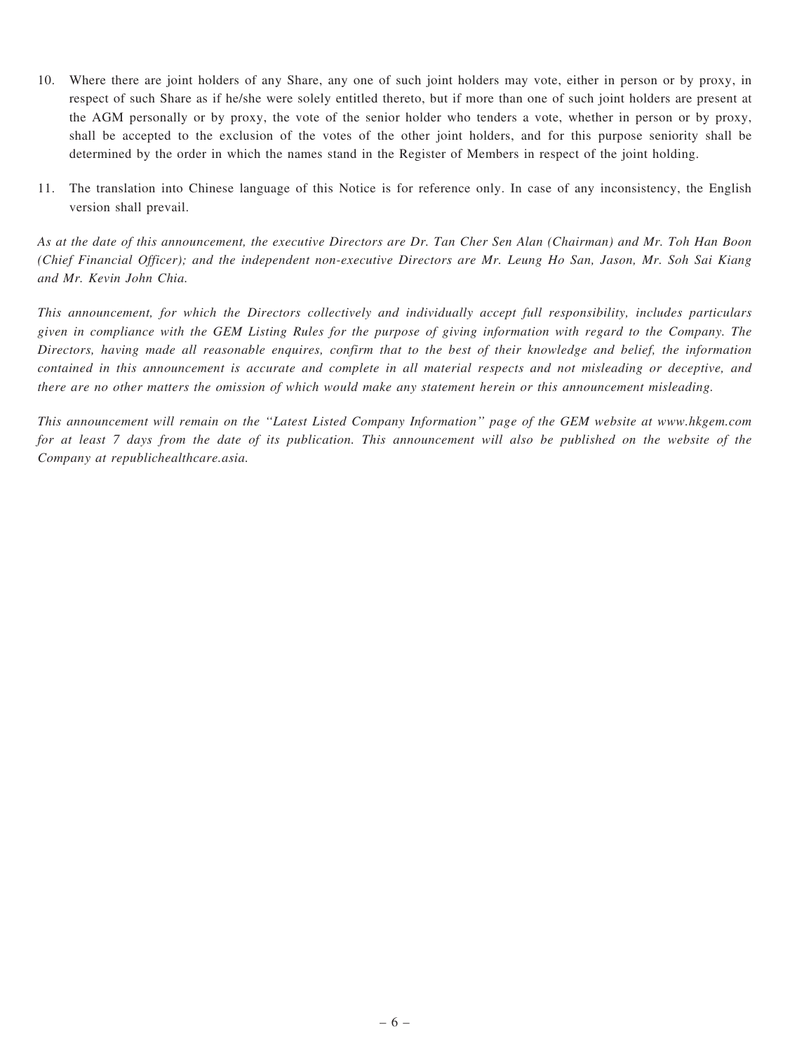10. Where there are joint holders of any Share, any one of such joint holders may vote, either in person or by proxy, in respect of such Share as if he/she were solely entitled thereto, but if more than one of such joint holders are present at the AGM personally or by proxy, the vote of the senior holder who tenders a vote, whether in person or by proxy, shall be accepted to the exclusion of the votes of the other joint holders, and for this purpose seniority shall be determined by the order in which the names stand in the Register of Members in respect of the joint holding.

11. The translation into Chinese language of this Notice is for reference only. In case of any inconsistency, the English version shall prevail.

*As at the date of this announcement, the executive Directors are Dr. Tan Cher Sen Alan (Chairman) and Mr. Toh Han Boon (Chief Financial Officer); and the independent non-executive Directors are Mr. Leung Ho San, Jason, Mr. Soh Sai Kiang and Mr. Kevin John Chia.*

*This announcement, for which the Directors collectively and individually accept full responsibility, includes particulars given in compliance with the GEM Listing Rules for the purpose of giving information with regard to the Company. The Directors, having made all reasonable enquires, confirm that to the best of their knowledge and belief, the information contained in this announcement is accurate and complete in all material respects and not misleading or deceptive, and there are no other matters the omission of which would make any statement herein or this announcement misleading.*

*This announcement will remain on the "Latest Listed Company Information" page of the GEM website at www.hkgem.com for at least 7 days from the date of its publication. This announcement will also be published on the website of the Company at republichealthcare.asia.*